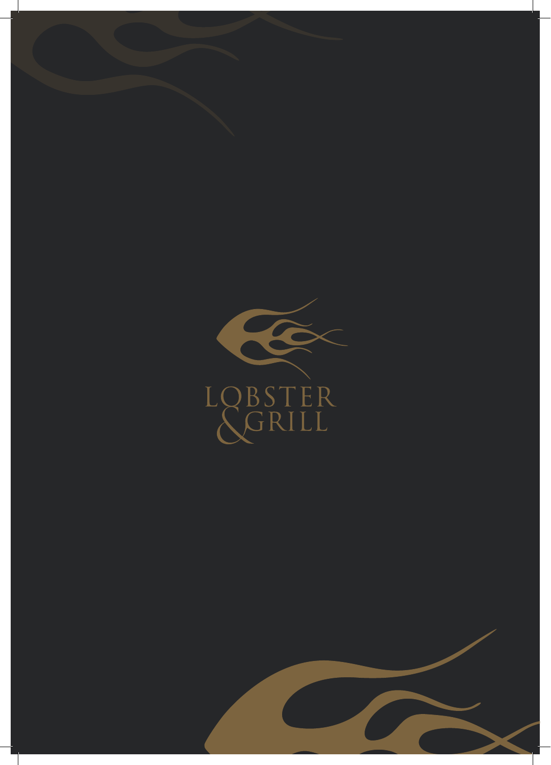# LOBSTER & GRILL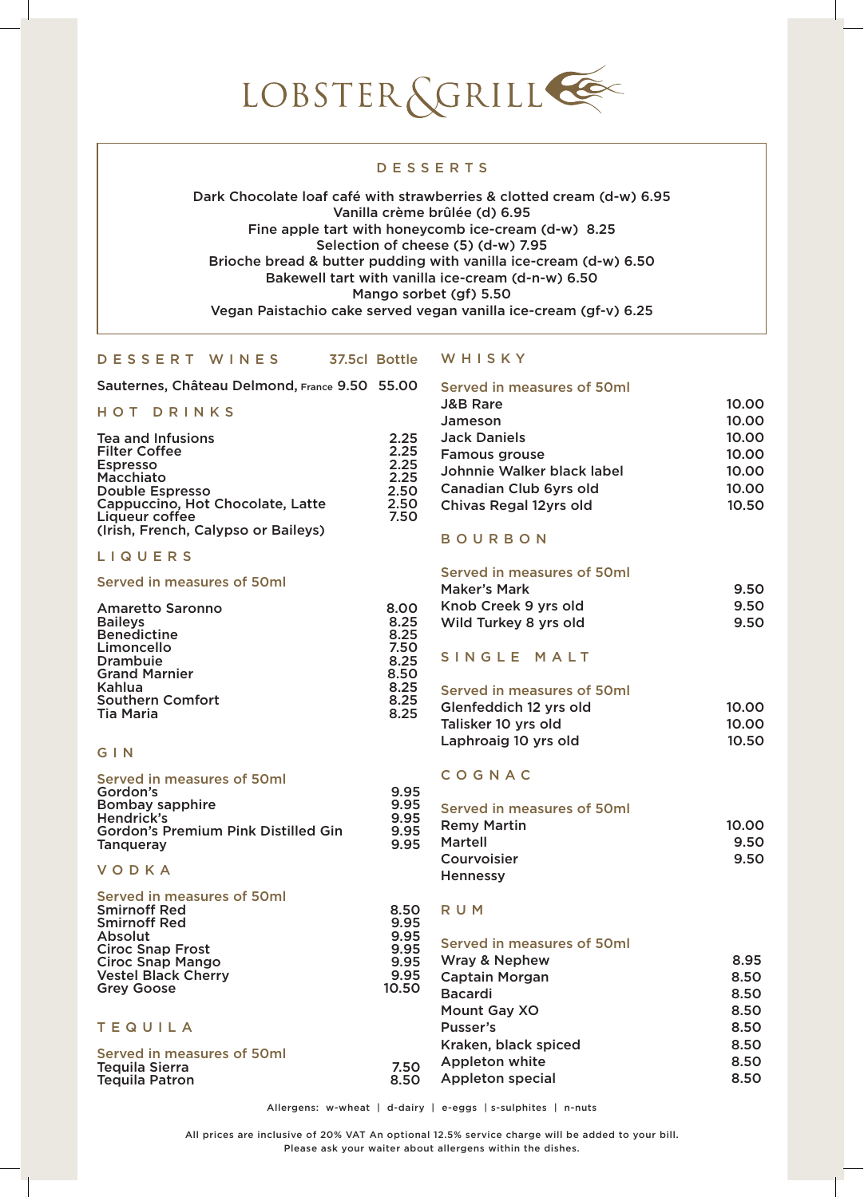# LOBSTER & GRILL

## DESSERTS

Dark Chocolate loaf café with strawberries & clotted cream (d-w) 6.95
Vanilla crème brûlée (d) 6.95
Fine apple tart with honeycomb ice-cream (d-w) 8.25
Selection of cheese (5) (d-w) 7.95
Brioche bread & butter pudding with vanilla ice-cream (d-w) 6.50
Bakewell tart with vanilla ice-cream (d-n-w) 6.50
Mango sorbet (gf) 5.50
Vegan Paistachio cake served vegan vanilla ice-cream (gf-v) 6.25

## DESSERT WINES

| | 37.5cl | Bottle |
|---|---|---|
| Sauternes, Château Delmond, France | 9.50 | 55.00 |

## HOT DRINKS

| | |
|---|---|
| Tea and Infusions | 2.25 |
| Filter Coffee | 2.25 |
| Espresso | 2.25 |
| Macchiato | 2.25 |
| Double Espresso | 2.50 |
| Cappuccino, Hot Chocolate, Latte | 2.50 |
| Liqueur coffee (Irish, French, Calypso or Baileys) | 7.50 |

## LIQUERS

Served in measures of 50ml

| | |
|---|---|
| Amaretto Saronno | 8.00 |
| Baileys | 8.25 |
| Benedictine | 8.25 |
| Limoncello | 7.50 |
| Drambuie | 8.25 |
| Grand Marnier | 8.50 |
| Kahlua | 8.25 |
| Southern Comfort | 8.25 |
| Tia Maria | 8.25 |

## GIN

Served in measures of 50ml

| | |
|---|---|
| Gordon's | 9.95 |
| Bombay sapphire | 9.95 |
| Hendrick's | 9.95 |
| Gordon's Premium Pink Distilled Gin | 9.95 |
| Tanqueray | 9.95 |

## VODKA

Served in measures of 50ml

| | |
|---|---|
| Smirnoff Red | 8.50 |
| Smirnoff Red | 9.95 |
| Absolut | 9.95 |
| Ciroc Snap Frost | 9.95 |
| Ciroc Snap Mango | 9.95 |
| Vestel Black Cherry | 9.95 |
| Grey Goose | 10.50 |

## TEQUILA

Served in measures of 50ml

| | |
|---|---|
| Tequila Sierra | 7.50 |
| Tequila Patron | 8.50 |

## WHISKY

Served in measures of 50ml

| | |
|---|---|
| J&B Rare | 10.00 |
| Jameson | 10.00 |
| Jack Daniels | 10.00 |
| Famous grouse | 10.00 |
| Johnnie Walker black label | 10.00 |
| Canadian Club 6yrs old | 10.00 |
| Chivas Regal 12yrs old | 10.50 |

## BOURBON

Served in measures of 50ml

| | |
|---|---|
| Maker's Mark | 9.50 |
| Knob Creek 9 yrs old | 9.50 |
| Wild Turkey 8 yrs old | 9.50 |

## SINGLE MALT

Served in measures of 50ml

| | |
|---|---|
| Glenfeddich 12 yrs old | 10.00 |
| Talisker 10 yrs old | 10.00 |
| Laphroaig 10 yrs old | 10.50 |

## COGNAC

Served in measures of 50ml

| | |
|---|---|
| Remy Martin | 10.00 |
| Martell | 9.50 |
| Courvoisier | 9.50 |
| Hennessy | |

## RUM

Served in measures of 50ml

| | |
|---|---|
| Wray & Nephew | 8.95 |
| Captain Morgan | 8.50 |
| Bacardi | 8.50 |
| Mount Gay XO | 8.50 |
| Pusser's | 8.50 |
| Kraken, black spiced | 8.50 |
| Appleton white | 8.50 |
| Appleton special | 8.50 |

Allergens: w-wheat | d-dairy | e-eggs | s-sulphites | n-nuts

All prices are inclusive of 20% VAT An optional 12.5% service charge will be added to your bill.
Please ask your waiter about allergens within the dishes.